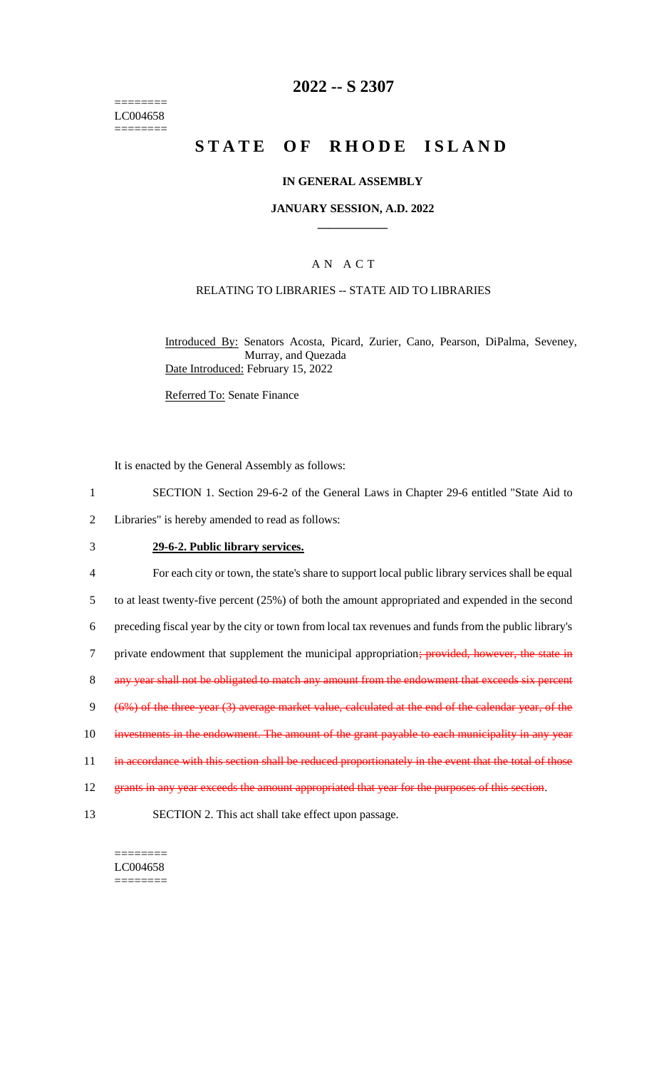========
LC004658
========

# 2022 -- S 2307

# STATE OF RHODE ISLAND

## IN GENERAL ASSEMBLY

### JANUARY SESSION, A.D. 2022

### A N A C T

RELATING TO LIBRARIES -- STATE AID TO LIBRARIES

Introduced By: Senators Acosta, Picard, Zurier, Cano, Pearson, DiPalma, Seveney, Murray, and Quezada

Date Introduced: February 15, 2022

Referred To: Senate Finance

It is enacted by the General Assembly as follows:

1 SECTION 1. Section 29-6-2 of the General Laws in Chapter 29-6 entitled "State Aid to
2 Libraries" is hereby amended to read as follows:

3 **29-6-2. Public library services.**

4 For each city or town, the state's share to support local public library services shall be equal
5 to at least twenty-five percent (25%) of both the amount appropriated and expended in the second
6 preceding fiscal year by the city or town from local tax revenues and funds from the public library's
7 private endowment that supplement the municipal appropriation~~; provided, however, the state in~~
8 ~~any year shall not be obligated to match any amount from the endowment that exceeds six percent~~
9 ~~(6%) of the three-year (3) average market value, calculated at the end of the calendar year, of the~~
10 ~~investments in the endowment. The amount of the grant payable to each municipality in any year~~
11 ~~in accordance with this section shall be reduced proportionately in the event that the total of those~~
12 ~~grants in any year exceeds the amount appropriated that year for the purposes of this section~~.

13 SECTION 2. This act shall take effect upon passage.

========
LC004658
========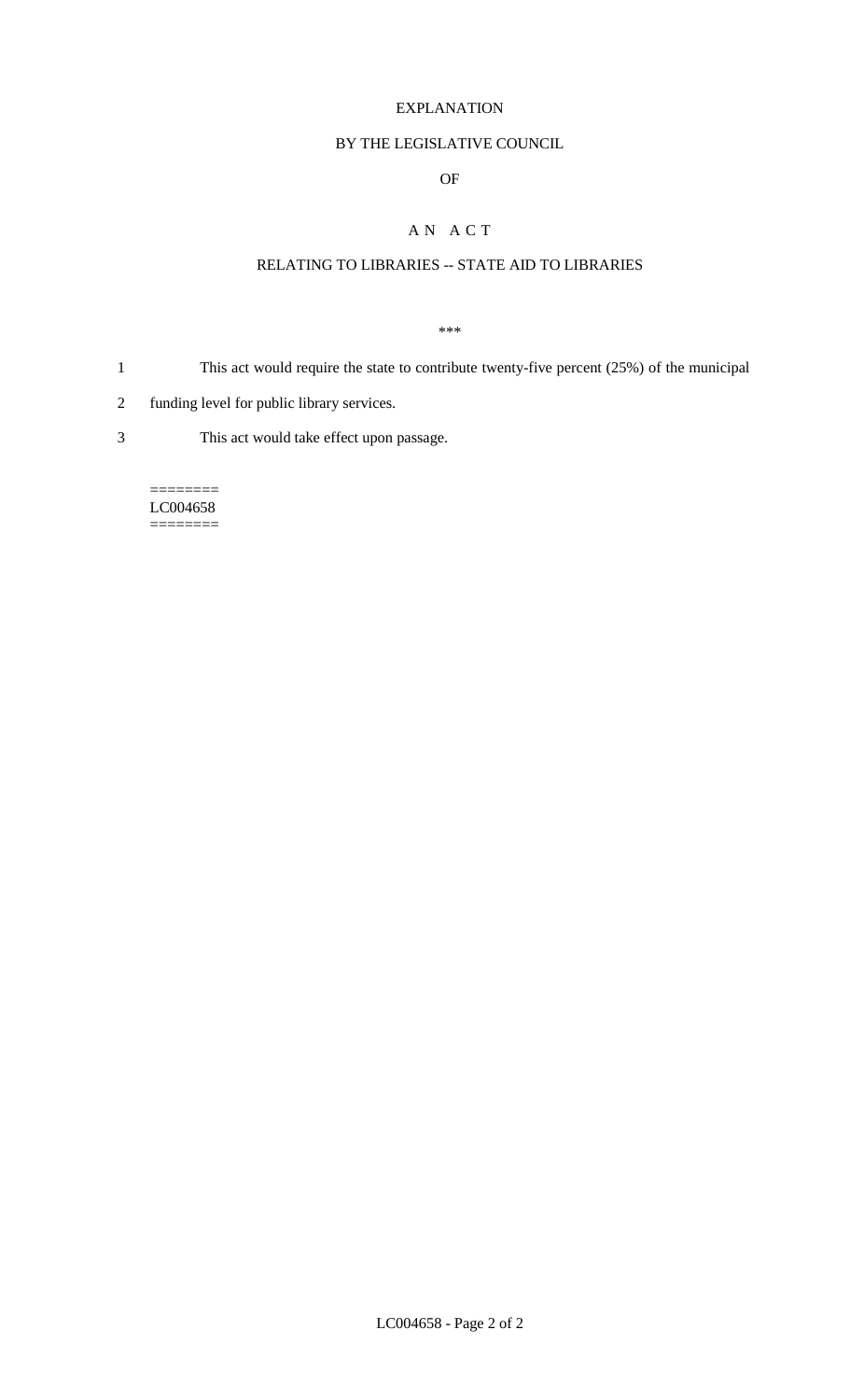EXPLANATION

BY THE LEGISLATIVE COUNCIL

OF

A N  A C T

RELATING TO LIBRARIES -- STATE AID TO LIBRARIES

\*\*\*

This act would require the state to contribute twenty-five percent (25%) of the municipal funding level for public library services.

This act would take effect upon passage.

========
LC004658
========